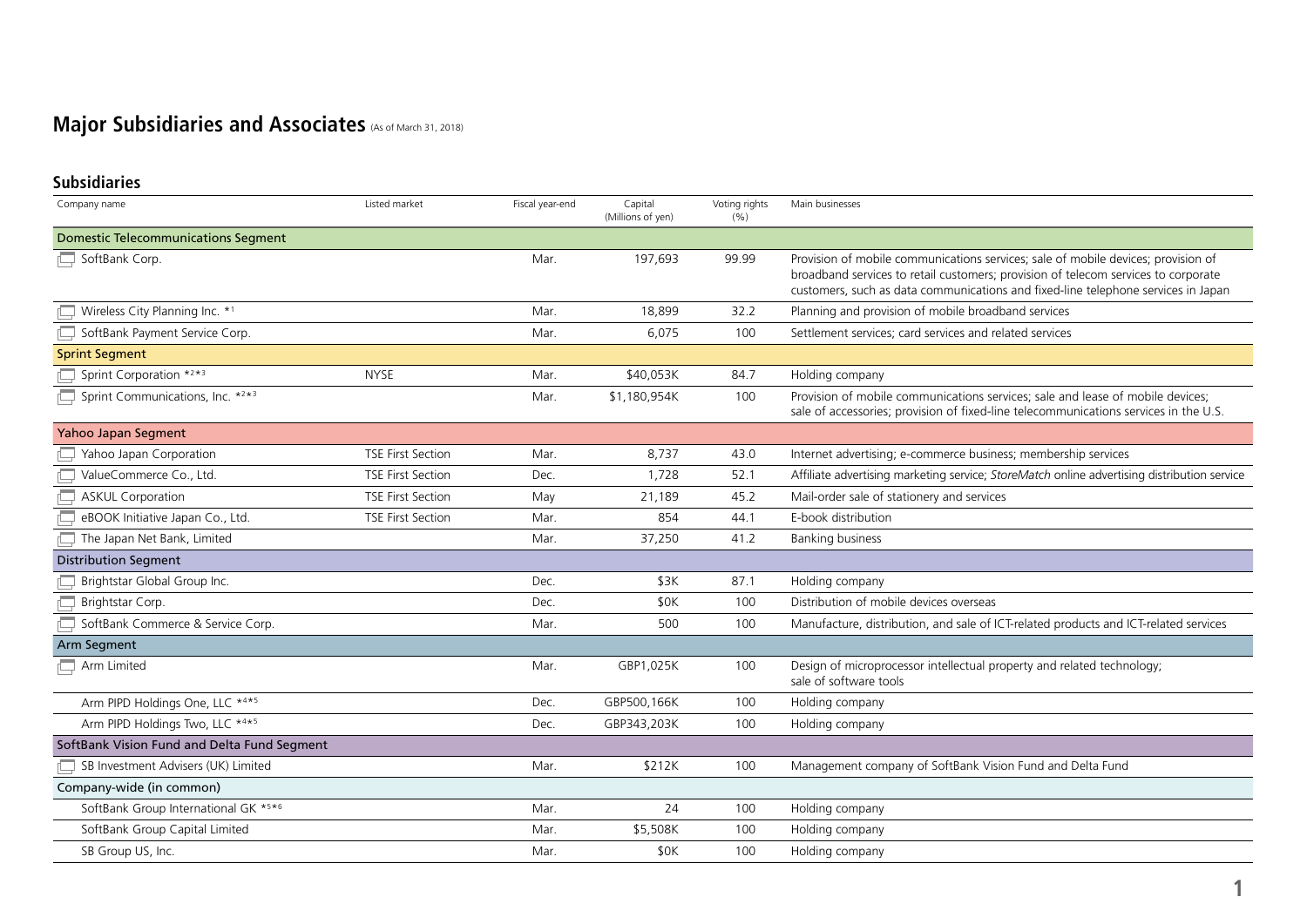# Major Subsidiaries and Associates (As of March 31, 2018)

## Subsidiaries

| Company name | Listed market | Fiscal year-end | Capital (Millions of yen) | Voting rights (%) | Main businesses |
|---|---|---|---|---|---|
| **Domestic Telecommunications Segment** | | | | | |
| SoftBank Corp. | | Mar. | 197,693 | 99.99 | Provision of mobile communications services; sale of mobile devices; provision of broadband services to retail customers; provision of telecom services to corporate customers, such as data communications and fixed-line telephone services in Japan |
| Wireless City Planning Inc. *1 | | Mar. | 18,899 | 32.2 | Planning and provision of mobile broadband services |
| SoftBank Payment Service Corp. | | Mar. | 6,075 | 100 | Settlement services; card services and related services |
| **Sprint Segment** | | | | | |
| Sprint Corporation *2*3 | NYSE | Mar. | $40,053K | 84.7 | Holding company |
| Sprint Communications, Inc. *2*3 | | Mar. | $1,180,954K | 100 | Provision of mobile communications services; sale and lease of mobile devices; sale of accessories; provision of fixed-line telecommunications services in the U.S. |
| **Yahoo Japan Segment** | | | | | |
| Yahoo Japan Corporation | TSE First Section | Mar. | 8,737 | 43.0 | Internet advertising; e-commerce business; membership services |
| ValueCommerce Co., Ltd. | TSE First Section | Dec. | 1,728 | 52.1 | Affiliate advertising marketing service; *StoreMatch* online advertising distribution service |
| ASKUL Corporation | TSE First Section | May | 21,189 | 45.2 | Mail-order sale of stationery and services |
| eBOOK Initiative Japan Co., Ltd. | TSE First Section | Mar. | 854 | 44.1 | E-book distribution |
| The Japan Net Bank, Limited | | Mar. | 37,250 | 41.2 | Banking business |
| **Distribution Segment** | | | | | |
| Brightstar Global Group Inc. | | Dec. | $3K | 87.1 | Holding company |
| Brightstar Corp. | | Dec. | $0K | 100 | Distribution of mobile devices overseas |
| SoftBank Commerce & Service Corp. | | Mar. | 500 | 100 | Manufacture, distribution, and sale of ICT-related products and ICT-related services |
| **Arm Segment** | | | | | |
| Arm Limited | | Mar. | GBP1,025K | 100 | Design of microprocessor intellectual property and related technology; sale of software tools |
| Arm PIPD Holdings One, LLC *4*5 | | Dec. | GBP500,166K | 100 | Holding company |
| Arm PIPD Holdings Two, LLC *4*5 | | Dec. | GBP343,203K | 100 | Holding company |
| **SoftBank Vision Fund and Delta Fund Segment** | | | | | |
| SB Investment Advisers (UK) Limited | | Mar. | $212K | 100 | Management company of SoftBank Vision Fund and Delta Fund |
| **Company-wide (in common)** | | | | | |
| SoftBank Group International GK *5*6 | | Mar. | 24 | 100 | Holding company |
| SoftBank Group Capital Limited | | Mar. | $5,508K | 100 | Holding company |
| SB Group US, Inc. | | Mar. | $0K | 100 | Holding company |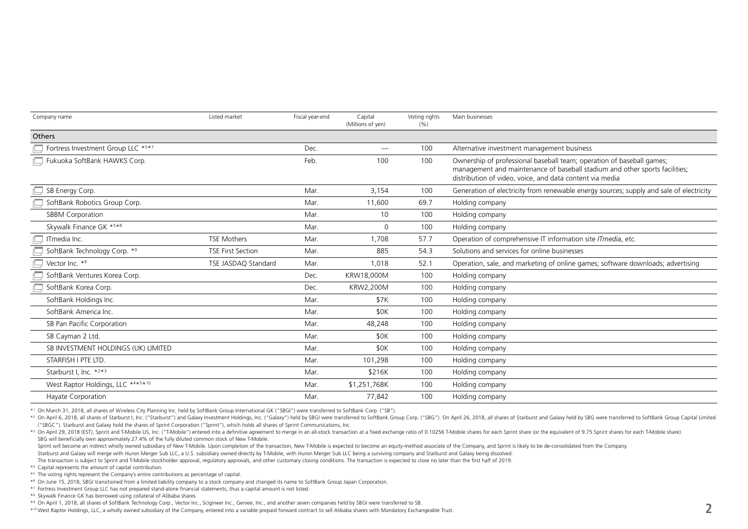| Company name | Listed market | Fiscal year-end | Capital (Millions of yen) | Voting rights (%) | Main businesses |
|---|---|---|---|---|---|
| **Others** | | | | | |
| Fortress Investment Group LLC *5*7 | | Dec. | — | 100 | Alternative investment management business |
| Fukuoka SoftBank HAWKS Corp. | | Feb. | 100 | 100 | Ownership of professional baseball team; operation of baseball games; management and maintenance of baseball stadium and other sports facilities; distribution of video, voice, and data content via media |
| SB Energy Corp. | | Mar. | 3,154 | 100 | Generation of electricity from renewable energy sources; supply and sale of electricity |
| SoftBank Robotics Group Corp. | | Mar. | 11,600 | 69.7 | Holding company |
| SBBM Corporation | | Mar. | 10 | 100 | Holding company |
| Skywalk Finance GK *5*8 | | Mar. | 0 | 100 | Holding company |
| ITmedia Inc. | TSE Mothers | Mar. | 1,708 | 57.7 | Operation of comprehensive IT information site *ITmedia*, etc. |
| SoftBank Technology Corp. *9 | TSE First Section | Mar. | 885 | 54.3 | Solutions and services for online businesses |
| Vector Inc. *9 | TSE JASDAQ Standard | Mar. | 1,018 | 52.1 | Operation, sale, and marketing of online games; software downloads; advertising |
| SoftBank Ventures Korea Corp. | | Dec. | KRW18,000M | 100 | Holding company |
| SoftBank Korea Corp. | | Dec. | KRW2,200M | 100 | Holding company |
| SoftBank Holdings Inc. | | Mar. | $7K | 100 | Holding company |
| SoftBank America Inc. | | Mar. | $0K | 100 | Holding company |
| SB Pan Pacific Corporation | | Mar. | 48,248 | 100 | Holding company |
| SB Cayman 2 Ltd. | | Mar. | $0K | 100 | Holding company |
| SB INVESTMENT HOLDINGS (UK) LIMITED | | Mar. | $0K | 100 | Holding company |
| STARFISH I PTE LTD. | | Mar. | 101,298 | 100 | Holding company |
| Starburst I, Inc. *2*3 | | Mar. | $216K | 100 | Holding company |
| West Raptor Holdings, LLC *4*5*10 | | Mar. | $1,251,768K | 100 | Holding company |
| Hayate Corporation | | Mar. | 77,842 | 100 | Holding company |

*1 On March 31, 2018, all shares of Wireless City Planning Inc. held by SoftBank Group International GK ("SBGI") were transferred to SoftBank Corp. ("SB").

*2 On April 6, 2018, all shares of Starburst I, Inc. ("Starburst") and Galaxy Investment Holdings, Inc. ("Galaxy") held by SBGI were transferred to SoftBank Group Corp. ("SBG"). On April 26, 2018, all shares of Starburst and Galaxy held by SBG were transferred to SoftBank Group Capital Limited ("SBGC"). Starburst and Galaxy hold the shares of Sprint Corporation ("Sprint"), which holds all shares of Sprint Communications, Inc.

*3 On April 29, 2018 (EST), Sprint and T-Mobile US, Inc. ("T-Mobile") entered into a definitive agreement to merge in an all-stock transaction at a fixed exchange ratio of 0.10256 T-Mobile shares for each Sprint share (or the equivalent of 9.75 Sprint shares for each T-Mobile share). SBG will beneficially own approximately 27.4% of the fully diluted common stock of New T-Mobile.
Sprint will become an indirect wholly owned subsidiary of New T-Mobile. Upon completion of the transaction, New T-Mobile is expected to become an equity-method associate of the Company, and Sprint is likely to be de-consolidated from the Company.
Starburst and Galaxy will merge with Huron Merger Sub LLC, a U.S. subsidiary owned directly by T-Mobile, with Huron Merger Sub LLC being a surviving company and Starburst and Galaxy being dissolved.
The transaction is subject to Sprint and T-Mobile stockholder approval, regulatory approvals, and other customary closing conditions. The transaction is expected to close no later than the first half of 2019.

*4 Capital represents the amount of capital contribution.

*5 The voting rights represent the Company's entire contributions as percentage of capital.

*6 On June 15, 2018, SBGI transitioned from a limited liability company to a stock company and changed its name to SoftBank Group Japan Corporation.

*7 Fortress Investment Group LLC has not prepared stand-alone financial statements, thus a capital amount is not listed.

*8 Skywalk Finance GK has borrowed using collateral of Alibaba shares

*9 On April 1, 2018, all shares of SoftBank Technology Corp., Vector Inc., Scigineer Inc., Geniee, Inc., and another seven companies held by SBGI were transferred to SB.

*10 West Raptor Holdings, LLC, a wholly owned subsidiary of the Company, entered into a variable prepaid forward contract to sell Alibaba shares with Mandatory Exchangeable Trust.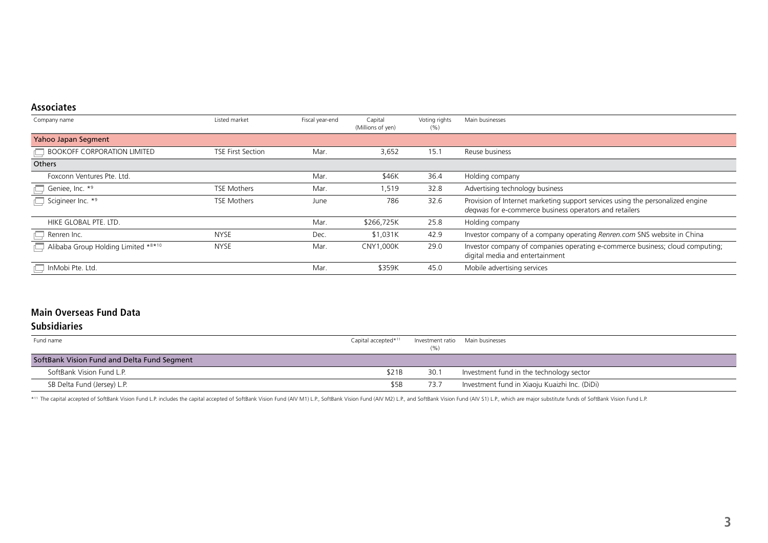## Associates

| Company name | Listed market | Fiscal year-end | Capital (Millions of yen) | Voting rights (%) | Main businesses |
|---|---|---|---|---|---|
| **Yahoo Japan Segment** | | | | | |
| BOOKOFF CORPORATION LIMITED | TSE First Section | Mar. | 3,652 | 15.1 | Reuse business |
| **Others** | | | | | |
| Foxconn Ventures Pte. Ltd. | | Mar. | $46K | 36.4 | Holding company |
| Geniee, Inc. *9 | TSE Mothers | Mar. | 1,519 | 32.8 | Advertising technology business |
| Scigineer Inc. *9 | TSE Mothers | June | 786 | 32.6 | Provision of Internet marketing support services using the personalized engine *deqwas* for e-commerce business operators and retailers |
| HIKE GLOBAL PTE. LTD. | | Mar. | $266,725K | 25.8 | Holding company |
| Renren Inc. | NYSE | Dec. | $1,031K | 42.9 | Investor company of a company operating *Renren.com* SNS website in China |
| Alibaba Group Holding Limited *8*10 | NYSE | Mar. | CNY1,000K | 29.0 | Investor company of companies operating e-commerce business; cloud computing; digital media and entertainment |
| InMobi Pte. Ltd. | | Mar. | $359K | 45.0 | Mobile advertising services |

## Main Overseas Fund Data

### Subsidiaries

| Fund name | Capital accepted*11 | Investment ratio (%) | Main businesses |
|---|---|---|---|
| **SoftBank Vision Fund and Delta Fund Segment** | | | |
| SoftBank Vision Fund L.P. | $21B | 30.1 | Investment fund in the technology sector |
| SB Delta Fund (Jersey) L.P. | $5B | 73.7 | Investment fund in Xiaoju Kuaizhi Inc. (DiDi) |

*11 The capital accepted of SoftBank Vision Fund L.P. includes the capital accepted of SoftBank Vision Fund (AIV M1) L.P., SoftBank Vision Fund (AIV M2) L.P., and SoftBank Vision Fund (AIV S1) L.P., which are major substitute funds of SoftBank Vision Fund L.P.